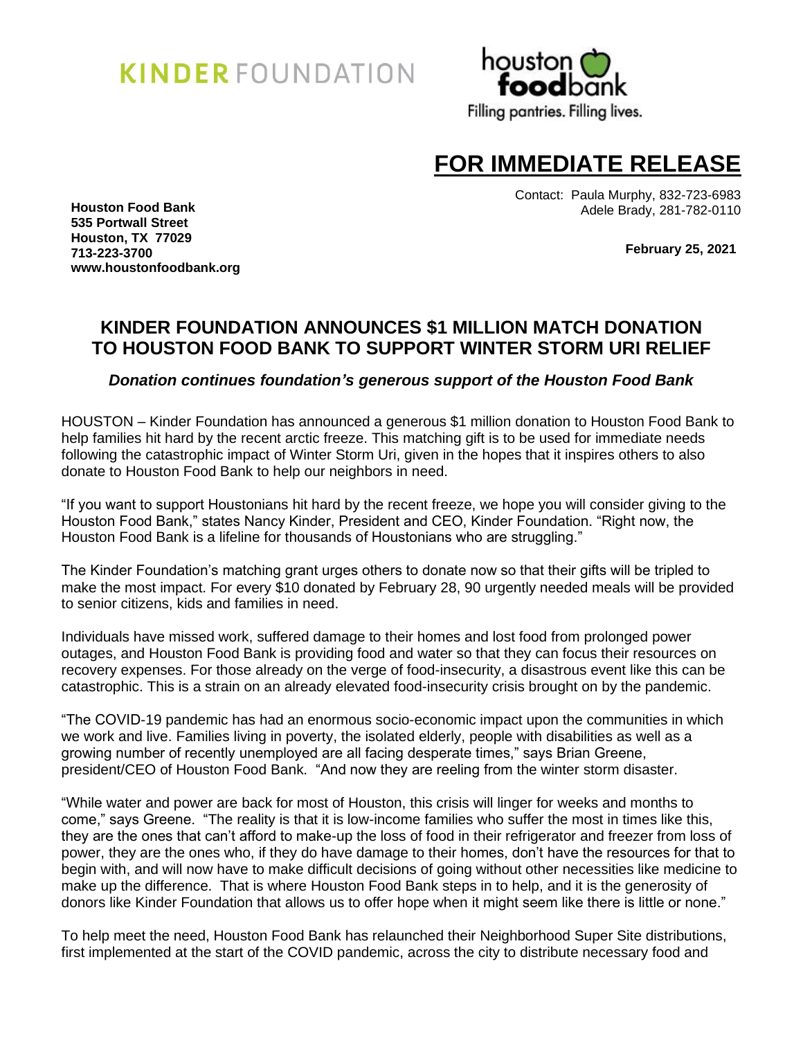KINDER FOUNDATION

houston **food**bank
Filling pantries. Filling lives.

# FOR IMMEDIATE RELEASE

Contact: Paula Murphy, 832-723-6983
Adele Brady, 281-782-0110

**Houston Food Bank**
**535 Portwall Street**
**Houston, TX 77029**
**713-223-3700**
**www.houstonfoodbank.org**

**February 25, 2021**

## KINDER FOUNDATION ANNOUNCES $1 MILLION MATCH DONATION TO HOUSTON FOOD BANK TO SUPPORT WINTER STORM URI RELIEF

***Donation continues foundation's generous support of the Houston Food Bank***

HOUSTON – Kinder Foundation has announced a generous $1 million donation to Houston Food Bank to help families hit hard by the recent arctic freeze. This matching gift is to be used for immediate needs following the catastrophic impact of Winter Storm Uri, given in the hopes that it inspires others to also donate to Houston Food Bank to help our neighbors in need.

"If you want to support Houstonians hit hard by the recent freeze, we hope you will consider giving to the Houston Food Bank," states Nancy Kinder, President and CEO, Kinder Foundation. "Right now, the Houston Food Bank is a lifeline for thousands of Houstonians who are struggling."

The Kinder Foundation's matching grant urges others to donate now so that their gifts will be tripled to make the most impact. For every $10 donated by February 28, 90 urgently needed meals will be provided to senior citizens, kids and families in need.

Individuals have missed work, suffered damage to their homes and lost food from prolonged power outages, and Houston Food Bank is providing food and water so that they can focus their resources on recovery expenses. For those already on the verge of food-insecurity, a disastrous event like this can be catastrophic. This is a strain on an already elevated food-insecurity crisis brought on by the pandemic.

"The COVID-19 pandemic has had an enormous socio-economic impact upon the communities in which we work and live. Families living in poverty, the isolated elderly, people with disabilities as well as a growing number of recently unemployed are all facing desperate times," says Brian Greene, president/CEO of Houston Food Bank. "And now they are reeling from the winter storm disaster.

"While water and power are back for most of Houston, this crisis will linger for weeks and months to come," says Greene. "The reality is that it is low-income families who suffer the most in times like this, they are the ones that can't afford to make-up the loss of food in their refrigerator and freezer from loss of power, they are the ones who, if they do have damage to their homes, don't have the resources for that to begin with, and will now have to make difficult decisions of going without other necessities like medicine to make up the difference. That is where Houston Food Bank steps in to help, and it is the generosity of donors like Kinder Foundation that allows us to offer hope when it might seem like there is little or none."

To help meet the need, Houston Food Bank has relaunched their Neighborhood Super Site distributions, first implemented at the start of the COVID pandemic, across the city to distribute necessary food and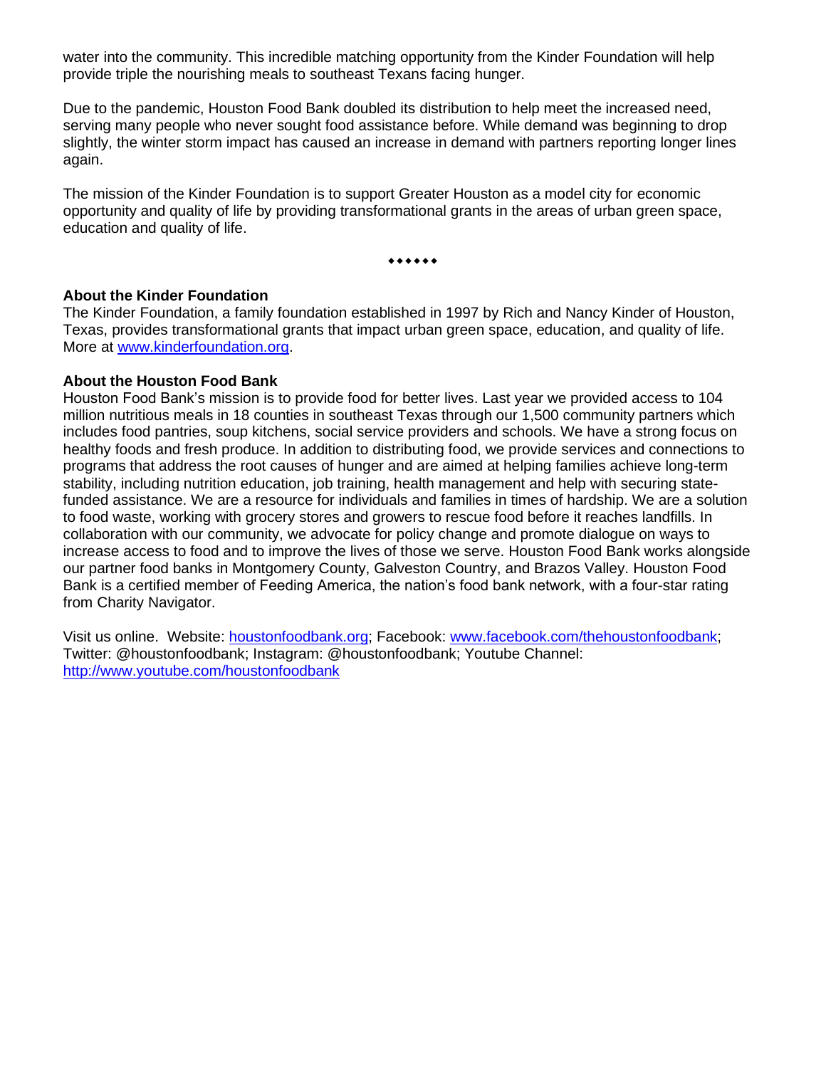water into the community. This incredible matching opportunity from the Kinder Foundation will help provide triple the nourishing meals to southeast Texans facing hunger.

Due to the pandemic, Houston Food Bank doubled its distribution to help meet the increased need, serving many people who never sought food assistance before. While demand was beginning to drop slightly, the winter storm impact has caused an increase in demand with partners reporting longer lines again.

The mission of the Kinder Foundation is to support Greater Houston as a model city for economic opportunity and quality of life by providing transformational grants in the areas of urban green space, education and quality of life.

◆◆◆◆◆◆

**About the Kinder Foundation**
The Kinder Foundation, a family foundation established in 1997 by Rich and Nancy Kinder of Houston, Texas, provides transformational grants that impact urban green space, education, and quality of life. More at [www.kinderfoundation.org](http://www.kinderfoundation.org).

**About the Houston Food Bank**
Houston Food Bank's mission is to provide food for better lives. Last year we provided access to 104 million nutritious meals in 18 counties in southeast Texas through our 1,500 community partners which includes food pantries, soup kitchens, social service providers and schools. We have a strong focus on healthy foods and fresh produce. In addition to distributing food, we provide services and connections to programs that address the root causes of hunger and are aimed at helping families achieve long-term stability, including nutrition education, job training, health management and help with securing state-funded assistance. We are a resource for individuals and families in times of hardship. We are a solution to food waste, working with grocery stores and growers to rescue food before it reaches landfills. In collaboration with our community, we advocate for policy change and promote dialogue on ways to increase access to food and to improve the lives of those we serve. Houston Food Bank works alongside our partner food banks in Montgomery County, Galveston Country, and Brazos Valley. Houston Food Bank is a certified member of Feeding America, the nation's food bank network, with a four-star rating from Charity Navigator.

Visit us online. Website: [houstonfoodbank.org](http://houstonfoodbank.org); Facebook: [www.facebook.com/thehoustonfoodbank](http://www.facebook.com/thehoustonfoodbank); Twitter: @houstonfoodbank; Instagram: @houstonfoodbank; Youtube Channel: [http://www.youtube.com/houstonfoodbank](http://www.youtube.com/houstonfoodbank)